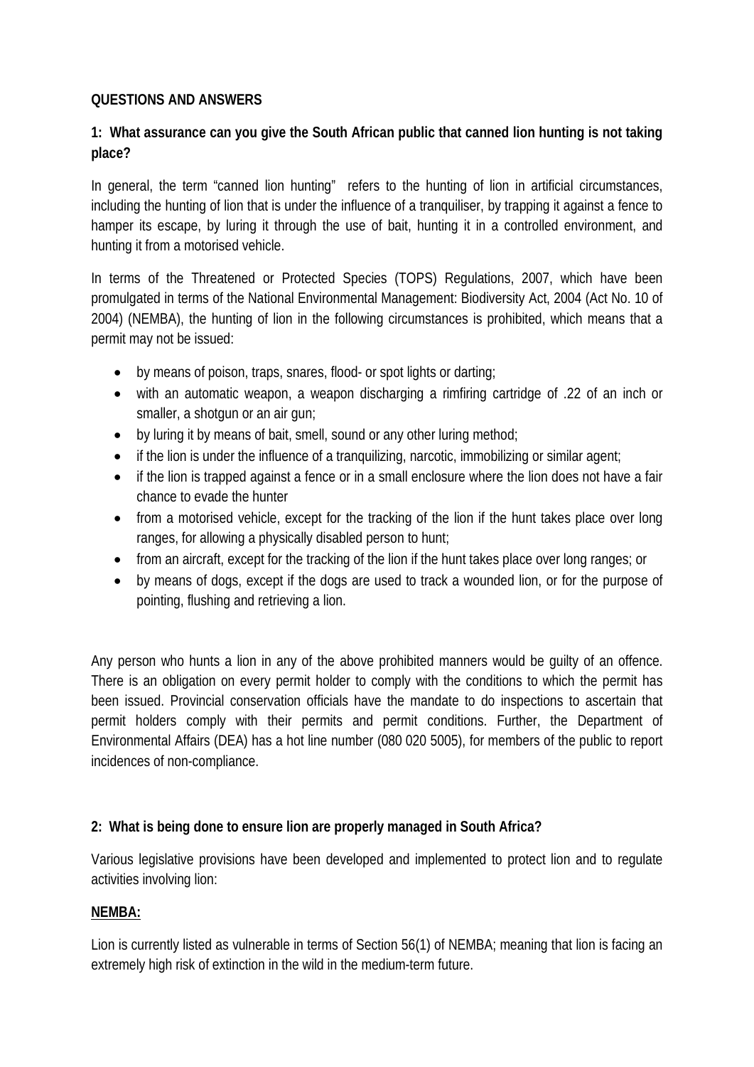**QUESTIONS AND ANSWERS**

**1: What assurance can you give the South African public that canned lion hunting is not taking place?**

In general, the term "canned lion hunting" refers to the hunting of lion in artificial circumstances, including the hunting of lion that is under the influence of a tranquiliser, by trapping it against a fence to hamper its escape, by luring it through the use of bait, hunting it in a controlled environment, and hunting it from a motorised vehicle.

In terms of the Threatened or Protected Species (TOPS) Regulations, 2007, which have been promulgated in terms of the National Environmental Management: Biodiversity Act, 2004 (Act No. 10 of 2004) (NEMBA), the hunting of lion in the following circumstances is prohibited, which means that a permit may not be issued:

- by means of poison, traps, snares, flood- or spot lights or darting;
- with an automatic weapon, a weapon discharging a rimfiring cartridge of .22 of an inch or smaller, a shotgun or an air gun;
- by luring it by means of bait, smell, sound or any other luring method;
- if the lion is under the influence of a tranquilizing, narcotic, immobilizing or similar agent;
- if the lion is trapped against a fence or in a small enclosure where the lion does not have a fair chance to evade the hunter
- from a motorised vehicle, except for the tracking of the lion if the hunt takes place over long ranges, for allowing a physically disabled person to hunt;
- from an aircraft, except for the tracking of the lion if the hunt takes place over long ranges; or
- by means of dogs, except if the dogs are used to track a wounded lion, or for the purpose of pointing, flushing and retrieving a lion.

Any person who hunts a lion in any of the above prohibited manners would be guilty of an offence. There is an obligation on every permit holder to comply with the conditions to which the permit has been issued. Provincial conservation officials have the mandate to do inspections to ascertain that permit holders comply with their permits and permit conditions. Further, the Department of Environmental Affairs (DEA) has a hot line number (080 020 5005), for members of the public to report incidences of non-compliance.

**2: What is being done to ensure lion are properly managed in South Africa?**

Various legislative provisions have been developed and implemented to protect lion and to regulate activities involving lion:

**NEMBA:**

Lion is currently listed as vulnerable in terms of Section 56(1) of NEMBA; meaning that lion is facing an extremely high risk of extinction in the wild in the medium-term future.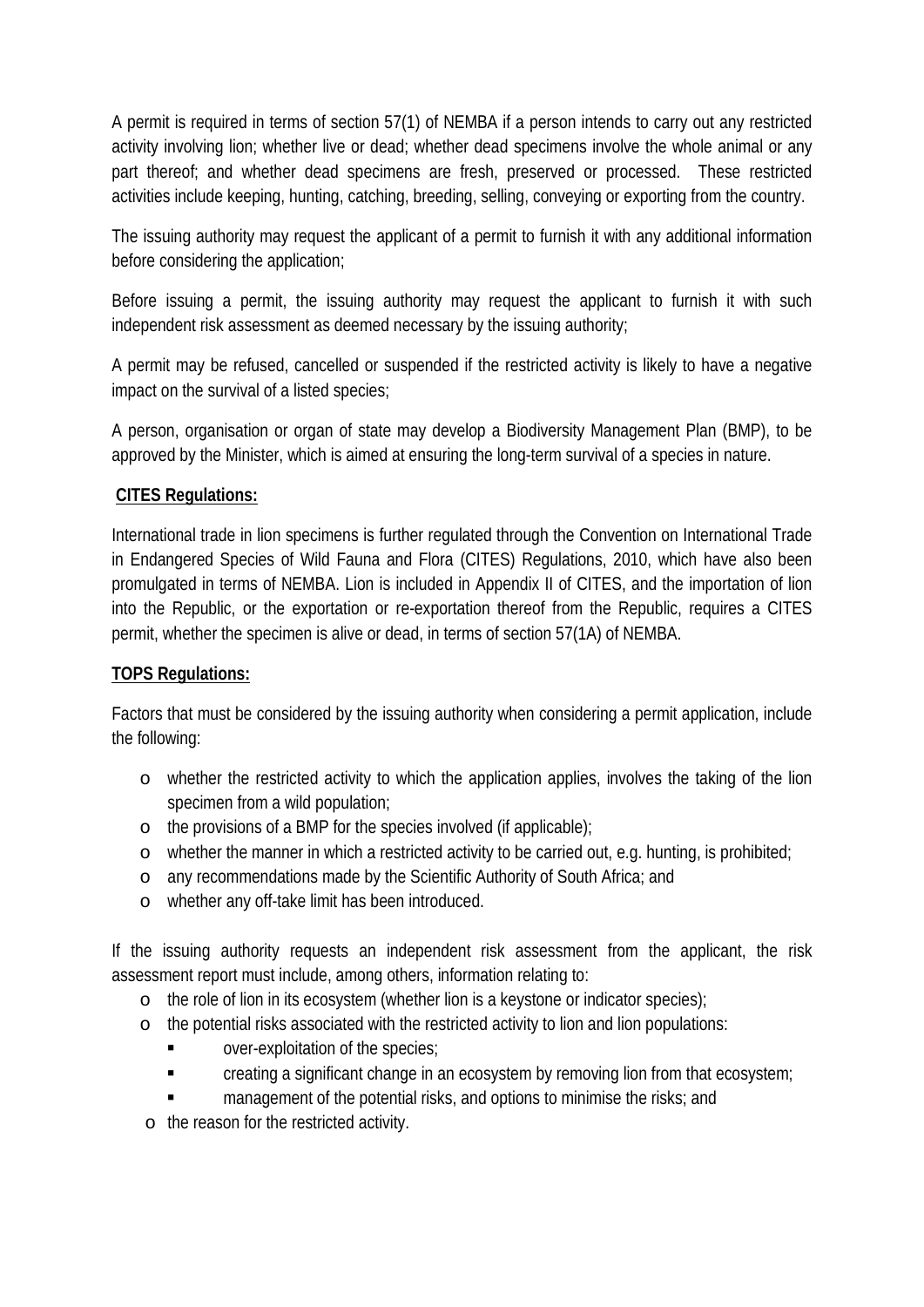A permit is required in terms of section 57(1) of NEMBA if a person intends to carry out any restricted activity involving lion; whether live or dead; whether dead specimens involve the whole animal or any part thereof; and whether dead specimens are fresh, preserved or processed. These restricted activities include keeping, hunting, catching, breeding, selling, conveying or exporting from the country.

The issuing authority may request the applicant of a permit to furnish it with any additional information before considering the application;

Before issuing a permit, the issuing authority may request the applicant to furnish it with such independent risk assessment as deemed necessary by the issuing authority;

A permit may be refused, cancelled or suspended if the restricted activity is likely to have a negative impact on the survival of a listed species;

A person, organisation or organ of state may develop a Biodiversity Management Plan (BMP), to be approved by the Minister, which is aimed at ensuring the long-term survival of a species in nature.

**CITES Regulations:**

International trade in lion specimens is further regulated through the Convention on International Trade in Endangered Species of Wild Fauna and Flora (CITES) Regulations, 2010, which have also been promulgated in terms of NEMBA. Lion is included in Appendix II of CITES, and the importation of lion into the Republic, or the exportation or re-exportation thereof from the Republic, requires a CITES permit, whether the specimen is alive or dead, in terms of section 57(1A) of NEMBA.

**TOPS Regulations:**

Factors that must be considered by the issuing authority when considering a permit application, include the following:

- whether the restricted activity to which the application applies, involves the taking of the lion specimen from a wild population;
- the provisions of a BMP for the species involved (if applicable);
- whether the manner in which a restricted activity to be carried out, e.g. hunting, is prohibited;
- any recommendations made by the Scientific Authority of South Africa; and
- whether any off-take limit has been introduced.

If the issuing authority requests an independent risk assessment from the applicant, the risk assessment report must include, among others, information relating to:

- the role of lion in its ecosystem (whether lion is a keystone or indicator species);
- the potential risks associated with the restricted activity to lion and lion populations:
  - over-exploitation of the species;
  - creating a significant change in an ecosystem by removing lion from that ecosystem;
  - management of the potential risks, and options to minimise the risks; and
- the reason for the restricted activity.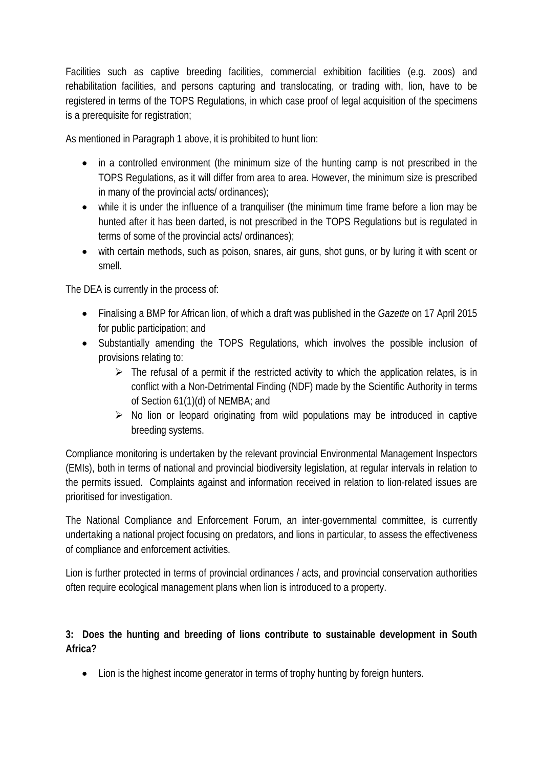Facilities such as captive breeding facilities, commercial exhibition facilities (e.g. zoos) and rehabilitation facilities, and persons capturing and translocating, or trading with, lion, have to be registered in terms of the TOPS Regulations, in which case proof of legal acquisition of the specimens is a prerequisite for registration;

As mentioned in Paragraph 1 above, it is prohibited to hunt lion:

- in a controlled environment (the minimum size of the hunting camp is not prescribed in the TOPS Regulations, as it will differ from area to area. However, the minimum size is prescribed in many of the provincial acts/ ordinances);
- while it is under the influence of a tranquiliser (the minimum time frame before a lion may be hunted after it has been darted, is not prescribed in the TOPS Regulations but is regulated in terms of some of the provincial acts/ ordinances);
- with certain methods, such as poison, snares, air guns, shot guns, or by luring it with scent or smell.

The DEA is currently in the process of:

- Finalising a BMP for African lion, of which a draft was published in the *Gazette* on 17 April 2015 for public participation; and
- Substantially amending the TOPS Regulations, which involves the possible inclusion of provisions relating to:
  - The refusal of a permit if the restricted activity to which the application relates, is in conflict with a Non-Detrimental Finding (NDF) made by the Scientific Authority in terms of Section 61(1)(d) of NEMBA; and
  - No lion or leopard originating from wild populations may be introduced in captive breeding systems.

Compliance monitoring is undertaken by the relevant provincial Environmental Management Inspectors (EMIs), both in terms of national and provincial biodiversity legislation, at regular intervals in relation to the permits issued. Complaints against and information received in relation to lion-related issues are prioritised for investigation.

The National Compliance and Enforcement Forum, an inter-governmental committee, is currently undertaking a national project focusing on predators, and lions in particular, to assess the effectiveness of compliance and enforcement activities.

Lion is further protected in terms of provincial ordinances / acts, and provincial conservation authorities often require ecological management plans when lion is introduced to a property.

**3: Does the hunting and breeding of lions contribute to sustainable development in South Africa?**

- Lion is the highest income generator in terms of trophy hunting by foreign hunters.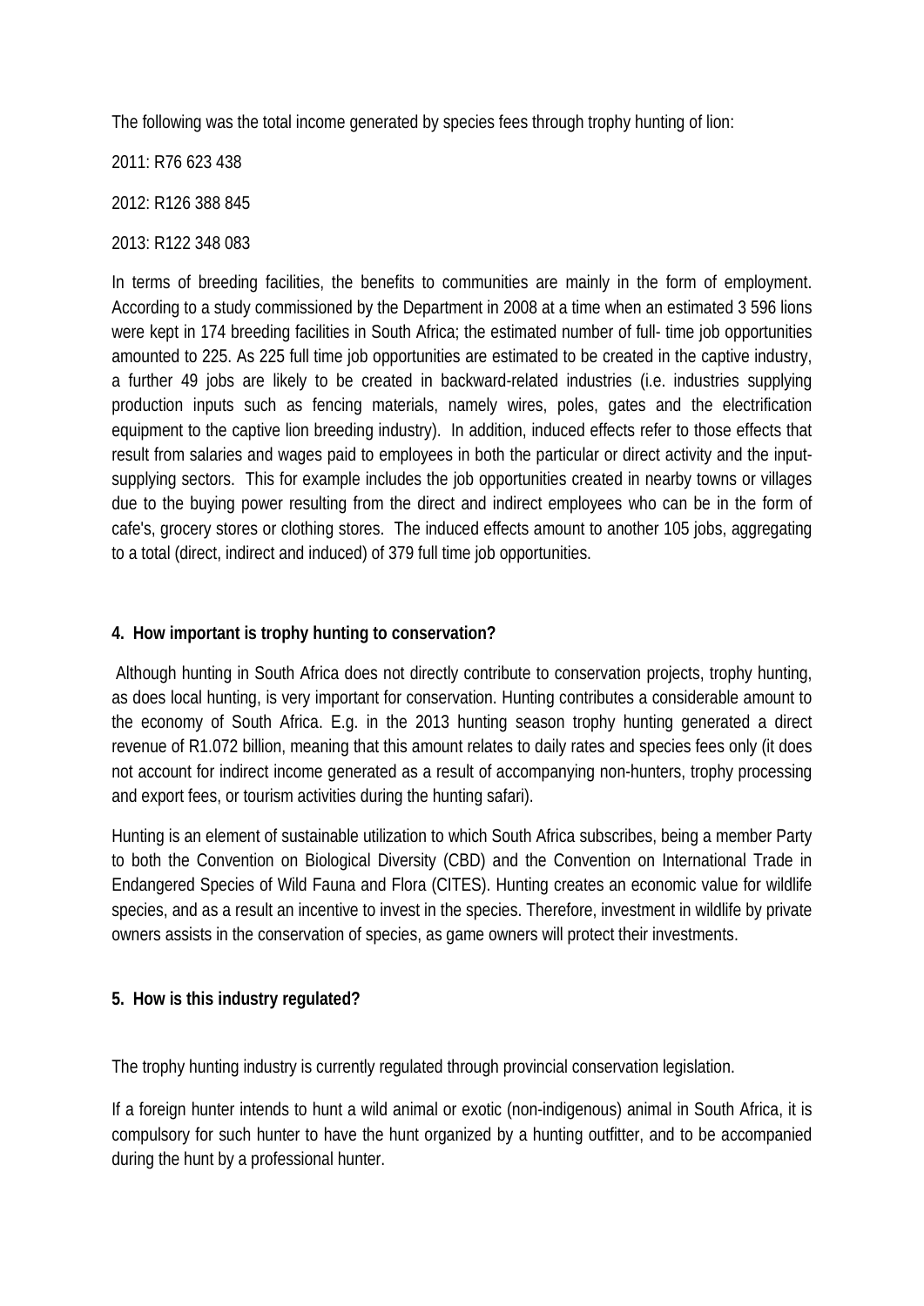The following was the total income generated by species fees through trophy hunting of lion:

2011: R76 623 438

2012: R126 388 845

2013: R122 348 083

In terms of breeding facilities, the benefits to communities are mainly in the form of employment. According to a study commissioned by the Department in 2008 at a time when an estimated 3 596 lions were kept in 174 breeding facilities in South Africa; the estimated number of full- time job opportunities amounted to 225. As 225 full time job opportunities are estimated to be created in the captive industry, a further 49 jobs are likely to be created in backward-related industries (i.e. industries supplying production inputs such as fencing materials, namely wires, poles, gates and the electrification equipment to the captive lion breeding industry). In addition, induced effects refer to those effects that result from salaries and wages paid to employees in both the particular or direct activity and the input-supplying sectors. This for example includes the job opportunities created in nearby towns or villages due to the buying power resulting from the direct and indirect employees who can be in the form of cafe's, grocery stores or clothing stores. The induced effects amount to another 105 jobs, aggregating to a total (direct, indirect and induced) of 379 full time job opportunities.

**4. How important is trophy hunting to conservation?**

Although hunting in South Africa does not directly contribute to conservation projects, trophy hunting, as does local hunting, is very important for conservation. Hunting contributes a considerable amount to the economy of South Africa. E.g. in the 2013 hunting season trophy hunting generated a direct revenue of R1.072 billion, meaning that this amount relates to daily rates and species fees only (it does not account for indirect income generated as a result of accompanying non-hunters, trophy processing and export fees, or tourism activities during the hunting safari).

Hunting is an element of sustainable utilization to which South Africa subscribes, being a member Party to both the Convention on Biological Diversity (CBD) and the Convention on International Trade in Endangered Species of Wild Fauna and Flora (CITES). Hunting creates an economic value for wildlife species, and as a result an incentive to invest in the species. Therefore, investment in wildlife by private owners assists in the conservation of species, as game owners will protect their investments.

**5. How is this industry regulated?**

The trophy hunting industry is currently regulated through provincial conservation legislation.

If a foreign hunter intends to hunt a wild animal or exotic (non-indigenous) animal in South Africa, it is compulsory for such hunter to have the hunt organized by a hunting outfitter, and to be accompanied during the hunt by a professional hunter.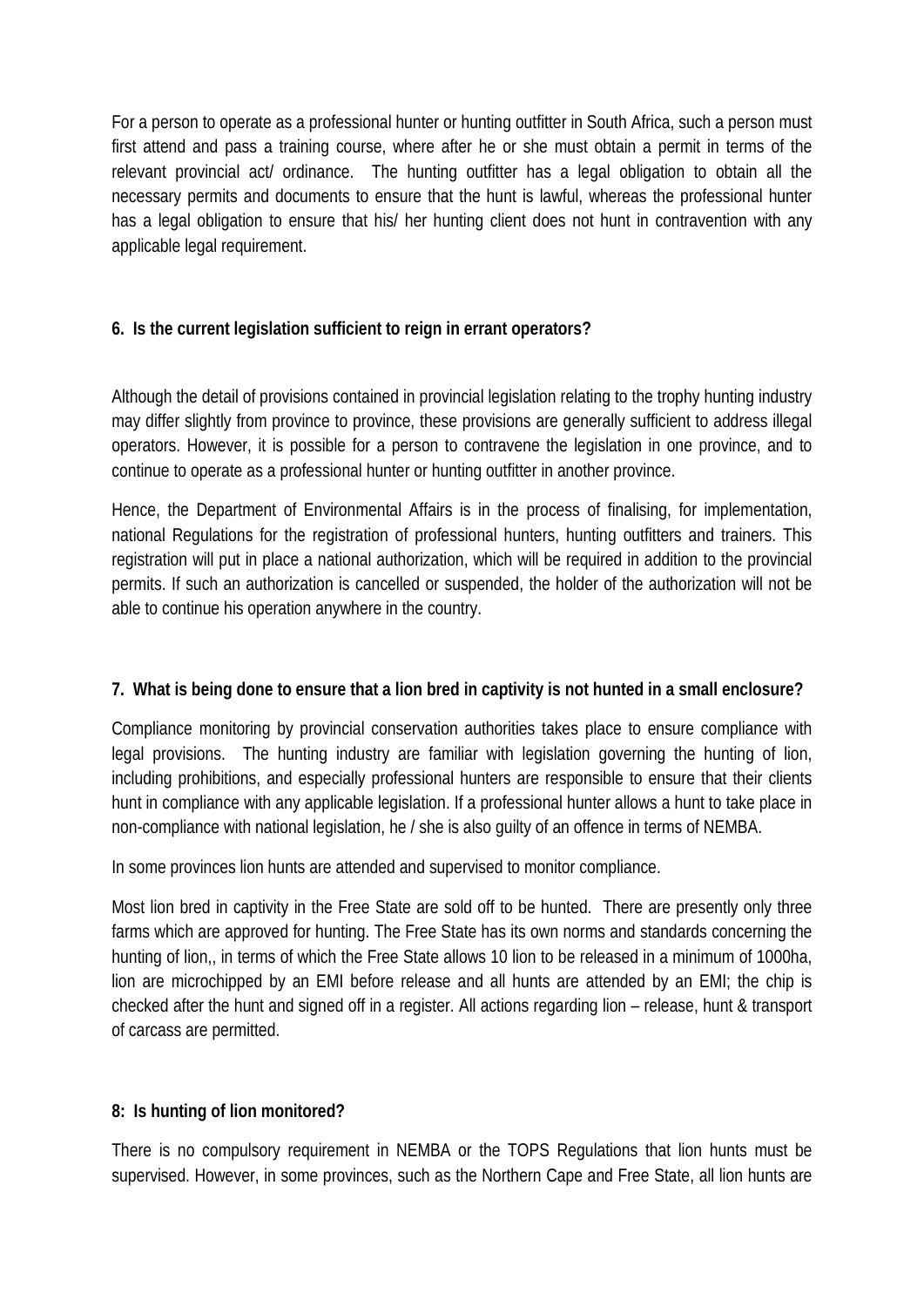For a person to operate as a professional hunter or hunting outfitter in South Africa, such a person must first attend and pass a training course, where after he or she must obtain a permit in terms of the relevant provincial act/ ordinance. The hunting outfitter has a legal obligation to obtain all the necessary permits and documents to ensure that the hunt is lawful, whereas the professional hunter has a legal obligation to ensure that his/ her hunting client does not hunt in contravention with any applicable legal requirement.

**6. Is the current legislation sufficient to reign in errant operators?**

Although the detail of provisions contained in provincial legislation relating to the trophy hunting industry may differ slightly from province to province, these provisions are generally sufficient to address illegal operators. However, it is possible for a person to contravene the legislation in one province, and to continue to operate as a professional hunter or hunting outfitter in another province.

Hence, the Department of Environmental Affairs is in the process of finalising, for implementation, national Regulations for the registration of professional hunters, hunting outfitters and trainers. This registration will put in place a national authorization, which will be required in addition to the provincial permits. If such an authorization is cancelled or suspended, the holder of the authorization will not be able to continue his operation anywhere in the country.

**7. What is being done to ensure that a lion bred in captivity is not hunted in a small enclosure?**

Compliance monitoring by provincial conservation authorities takes place to ensure compliance with legal provisions. The hunting industry are familiar with legislation governing the hunting of lion, including prohibitions, and especially professional hunters are responsible to ensure that their clients hunt in compliance with any applicable legislation. If a professional hunter allows a hunt to take place in non-compliance with national legislation, he / she is also guilty of an offence in terms of NEMBA.

In some provinces lion hunts are attended and supervised to monitor compliance.

Most lion bred in captivity in the Free State are sold off to be hunted. There are presently only three farms which are approved for hunting. The Free State has its own norms and standards concerning the hunting of lion,, in terms of which the Free State allows 10 lion to be released in a minimum of 1000ha, lion are microchipped by an EMI before release and all hunts are attended by an EMI; the chip is checked after the hunt and signed off in a register. All actions regarding lion – release, hunt & transport of carcass are permitted.

**8: Is hunting of lion monitored?**

There is no compulsory requirement in NEMBA or the TOPS Regulations that lion hunts must be supervised. However, in some provinces, such as the Northern Cape and Free State, all lion hunts are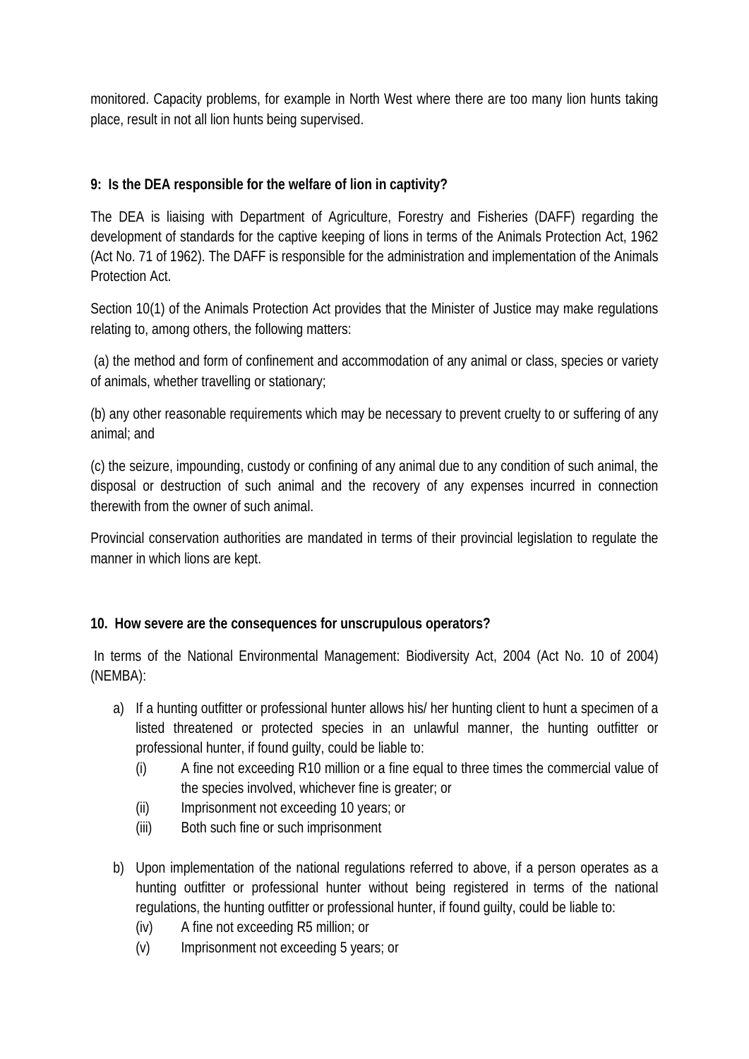monitored. Capacity problems, for example in North West where there are too many lion hunts taking place, result in not all lion hunts being supervised.

**9: Is the DEA responsible for the welfare of lion in captivity?**

The DEA is liaising with Department of Agriculture, Forestry and Fisheries (DAFF) regarding the development of standards for the captive keeping of lions in terms of the Animals Protection Act, 1962 (Act No. 71 of 1962). The DAFF is responsible for the administration and implementation of the Animals Protection Act.

Section 10(1) of the Animals Protection Act provides that the Minister of Justice may make regulations relating to, among others, the following matters:

(a) the method and form of confinement and accommodation of any animal or class, species or variety of animals, whether travelling or stationary;

(b) any other reasonable requirements which may be necessary to prevent cruelty to or suffering of any animal; and

(c) the seizure, impounding, custody or confining of any animal due to any condition of such animal, the disposal or destruction of such animal and the recovery of any expenses incurred in connection therewith from the owner of such animal.

Provincial conservation authorities are mandated in terms of their provincial legislation to regulate the manner in which lions are kept.

**10. How severe are the consequences for unscrupulous operators?**

In terms of the National Environmental Management: Biodiversity Act, 2004 (Act No. 10 of 2004) (NEMBA):

a) If a hunting outfitter or professional hunter allows his/ her hunting client to hunt a specimen of a listed threatened or protected species in an unlawful manner, the hunting outfitter or professional hunter, if found guilty, could be liable to:
   - (i) A fine not exceeding R10 million or a fine equal to three times the commercial value of the species involved, whichever fine is greater; or
   - (ii) Imprisonment not exceeding 10 years; or
   - (iii) Both such fine or such imprisonment

b) Upon implementation of the national regulations referred to above, if a person operates as a hunting outfitter or professional hunter without being registered in terms of the national regulations, the hunting outfitter or professional hunter, if found guilty, could be liable to:
   - (iv) A fine not exceeding R5 million; or
   - (v) Imprisonment not exceeding 5 years; or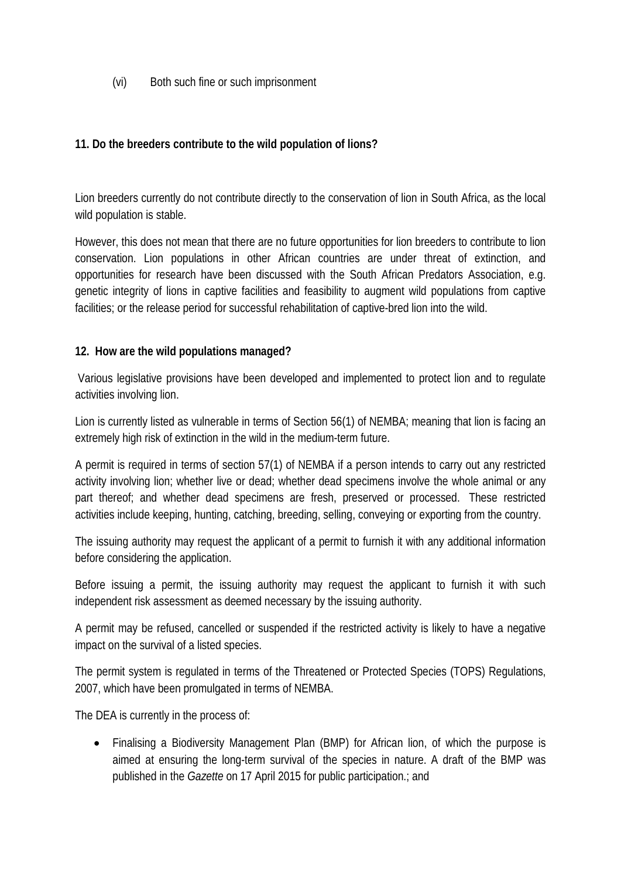(vi) Both such fine or such imprisonment

**11. Do the breeders contribute to the wild population of lions?**

Lion breeders currently do not contribute directly to the conservation of lion in South Africa, as the local wild population is stable.

However, this does not mean that there are no future opportunities for lion breeders to contribute to lion conservation. Lion populations in other African countries are under threat of extinction, and opportunities for research have been discussed with the South African Predators Association, e.g. genetic integrity of lions in captive facilities and feasibility to augment wild populations from captive facilities; or the release period for successful rehabilitation of captive-bred lion into the wild.

**12. How are the wild populations managed?**

Various legislative provisions have been developed and implemented to protect lion and to regulate activities involving lion.

Lion is currently listed as vulnerable in terms of Section 56(1) of NEMBA; meaning that lion is facing an extremely high risk of extinction in the wild in the medium-term future.

A permit is required in terms of section 57(1) of NEMBA if a person intends to carry out any restricted activity involving lion; whether live or dead; whether dead specimens involve the whole animal or any part thereof; and whether dead specimens are fresh, preserved or processed. These restricted activities include keeping, hunting, catching, breeding, selling, conveying or exporting from the country.

The issuing authority may request the applicant of a permit to furnish it with any additional information before considering the application.

Before issuing a permit, the issuing authority may request the applicant to furnish it with such independent risk assessment as deemed necessary by the issuing authority.

A permit may be refused, cancelled or suspended if the restricted activity is likely to have a negative impact on the survival of a listed species.

The permit system is regulated in terms of the Threatened or Protected Species (TOPS) Regulations, 2007, which have been promulgated in terms of NEMBA.

The DEA is currently in the process of:

- Finalising a Biodiversity Management Plan (BMP) for African lion, of which the purpose is aimed at ensuring the long-term survival of the species in nature. A draft of the BMP was published in the *Gazette* on 17 April 2015 for public participation.; and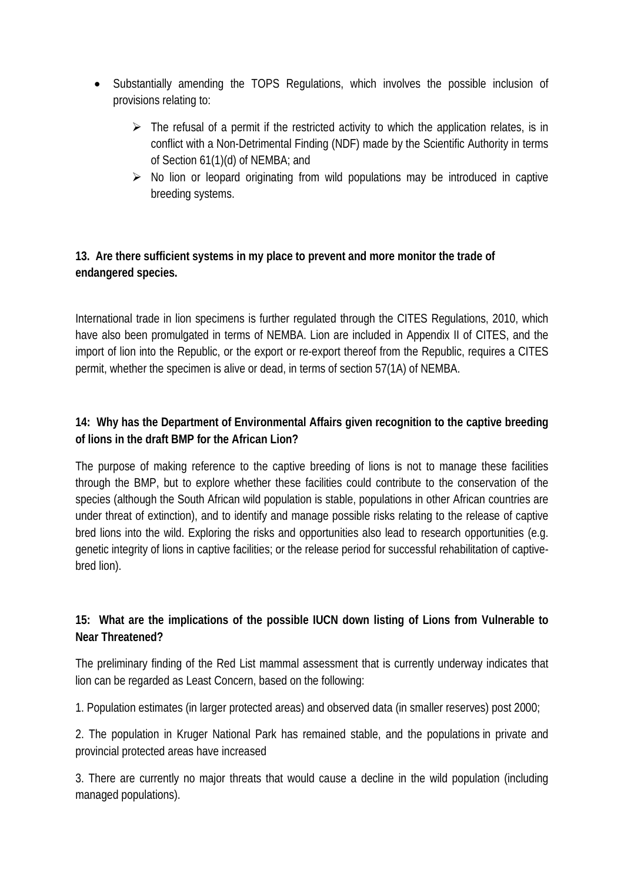- Substantially amending the TOPS Regulations, which involves the possible inclusion of provisions relating to:
  - The refusal of a permit if the restricted activity to which the application relates, is in conflict with a Non-Detrimental Finding (NDF) made by the Scientific Authority in terms of Section 61(1)(d) of NEMBA; and
  - No lion or leopard originating from wild populations may be introduced in captive breeding systems.

**13. Are there sufficient systems in my place to prevent and more monitor the trade of endangered species.**

International trade in lion specimens is further regulated through the CITES Regulations, 2010, which have also been promulgated in terms of NEMBA. Lion are included in Appendix II of CITES, and the import of lion into the Republic, or the export or re-export thereof from the Republic, requires a CITES permit, whether the specimen is alive or dead, in terms of section 57(1A) of NEMBA.

**14: Why has the Department of Environmental Affairs given recognition to the captive breeding of lions in the draft BMP for the African Lion?**

The purpose of making reference to the captive breeding of lions is not to manage these facilities through the BMP, but to explore whether these facilities could contribute to the conservation of the species (although the South African wild population is stable, populations in other African countries are under threat of extinction), and to identify and manage possible risks relating to the release of captive bred lions into the wild. Exploring the risks and opportunities also lead to research opportunities (e.g. genetic integrity of lions in captive facilities; or the release period for successful rehabilitation of captive-bred lion).

**15: What are the implications of the possible IUCN down listing of Lions from Vulnerable to Near Threatened?**

The preliminary finding of the Red List mammal assessment that is currently underway indicates that lion can be regarded as Least Concern, based on the following:

1. Population estimates (in larger protected areas) and observed data (in smaller reserves) post 2000;

2. The population in Kruger National Park has remained stable, and the populations in private and provincial protected areas have increased

3. There are currently no major threats that would cause a decline in the wild population (including managed populations).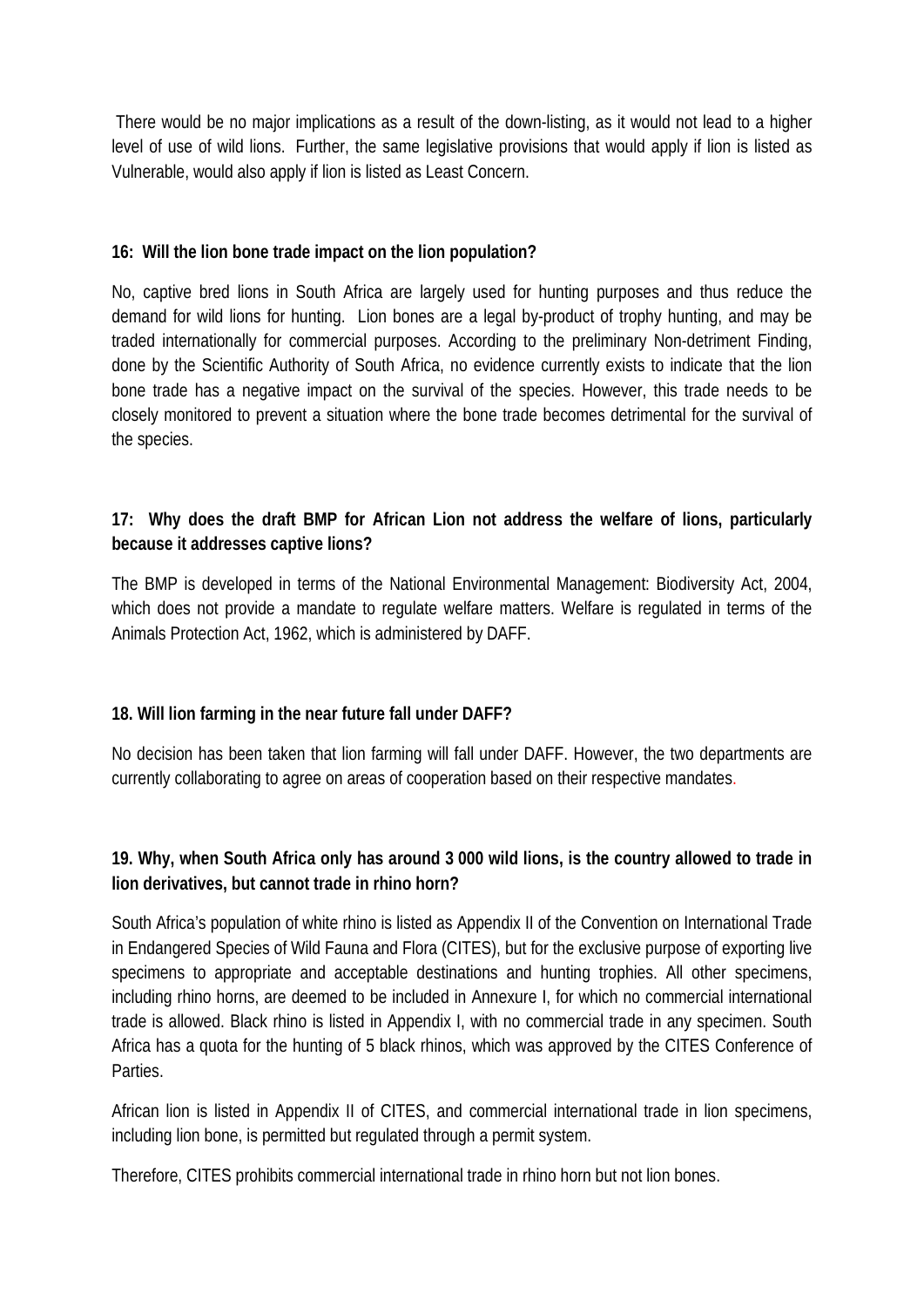There would be no major implications as a result of the down-listing, as it would not lead to a higher level of use of wild lions. Further, the same legislative provisions that would apply if lion is listed as Vulnerable, would also apply if lion is listed as Least Concern.

**16: Will the lion bone trade impact on the lion population?**

No, captive bred lions in South Africa are largely used for hunting purposes and thus reduce the demand for wild lions for hunting. Lion bones are a legal by-product of trophy hunting, and may be traded internationally for commercial purposes. According to the preliminary Non-detriment Finding, done by the Scientific Authority of South Africa, no evidence currently exists to indicate that the lion bone trade has a negative impact on the survival of the species. However, this trade needs to be closely monitored to prevent a situation where the bone trade becomes detrimental for the survival of the species.

**17: Why does the draft BMP for African Lion not address the welfare of lions, particularly because it addresses captive lions?**

The BMP is developed in terms of the National Environmental Management: Biodiversity Act, 2004, which does not provide a mandate to regulate welfare matters. Welfare is regulated in terms of the Animals Protection Act, 1962, which is administered by DAFF.

**18. Will lion farming in the near future fall under DAFF?**

No decision has been taken that lion farming will fall under DAFF. However, the two departments are currently collaborating to agree on areas of cooperation based on their respective mandates.

**19. Why, when South Africa only has around 3 000 wild lions, is the country allowed to trade in lion derivatives, but cannot trade in rhino horn?**

South Africa's population of white rhino is listed as Appendix II of the Convention on International Trade in Endangered Species of Wild Fauna and Flora (CITES), but for the exclusive purpose of exporting live specimens to appropriate and acceptable destinations and hunting trophies. All other specimens, including rhino horns, are deemed to be included in Annexure I, for which no commercial international trade is allowed. Black rhino is listed in Appendix I, with no commercial trade in any specimen. South Africa has a quota for the hunting of 5 black rhinos, which was approved by the CITES Conference of Parties.

African lion is listed in Appendix II of CITES, and commercial international trade in lion specimens, including lion bone, is permitted but regulated through a permit system.

Therefore, CITES prohibits commercial international trade in rhino horn but not lion bones.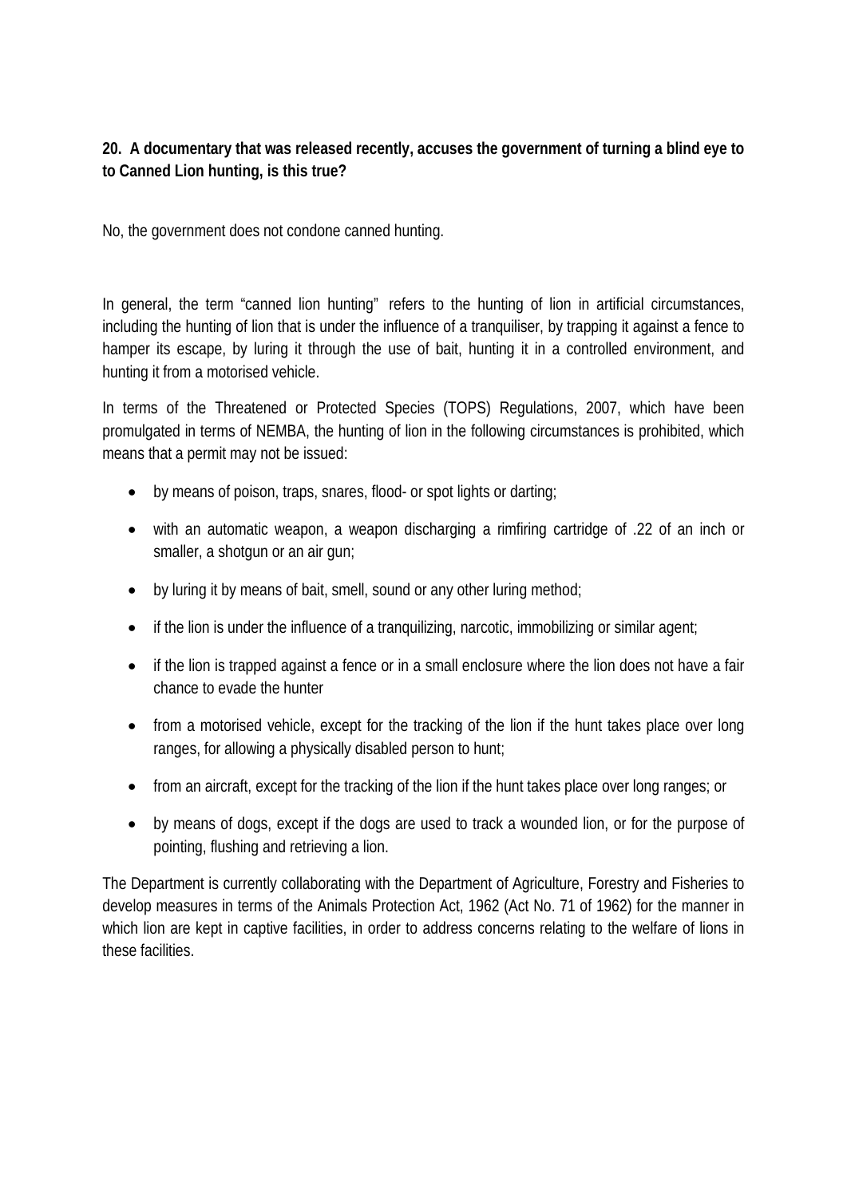**20. A documentary that was released recently, accuses the government of turning a blind eye to to Canned Lion hunting, is this true?**

No, the government does not condone canned hunting.

In general, the term "canned lion hunting" refers to the hunting of lion in artificial circumstances, including the hunting of lion that is under the influence of a tranquiliser, by trapping it against a fence to hamper its escape, by luring it through the use of bait, hunting it in a controlled environment, and hunting it from a motorised vehicle.

In terms of the Threatened or Protected Species (TOPS) Regulations, 2007, which have been promulgated in terms of NEMBA, the hunting of lion in the following circumstances is prohibited, which means that a permit may not be issued:

- by means of poison, traps, snares, flood- or spot lights or darting;
- with an automatic weapon, a weapon discharging a rimfiring cartridge of .22 of an inch or smaller, a shotgun or an air gun;
- by luring it by means of bait, smell, sound or any other luring method;
- if the lion is under the influence of a tranquilizing, narcotic, immobilizing or similar agent;
- if the lion is trapped against a fence or in a small enclosure where the lion does not have a fair chance to evade the hunter
- from a motorised vehicle, except for the tracking of the lion if the hunt takes place over long ranges, for allowing a physically disabled person to hunt;
- from an aircraft, except for the tracking of the lion if the hunt takes place over long ranges; or
- by means of dogs, except if the dogs are used to track a wounded lion, or for the purpose of pointing, flushing and retrieving a lion.

The Department is currently collaborating with the Department of Agriculture, Forestry and Fisheries to develop measures in terms of the Animals Protection Act, 1962 (Act No. 71 of 1962) for the manner in which lion are kept in captive facilities, in order to address concerns relating to the welfare of lions in these facilities.